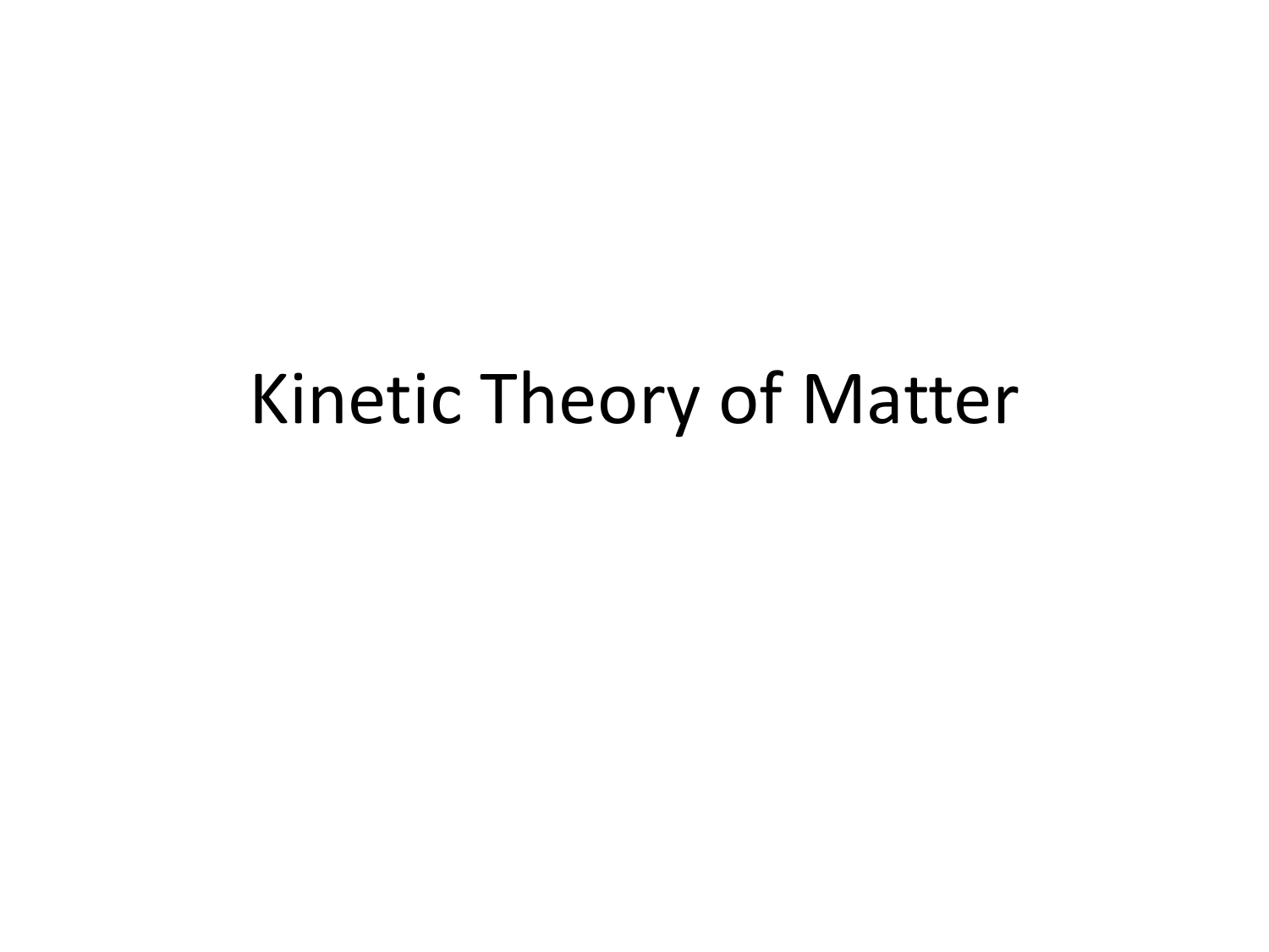# Kinetic Theory of Matter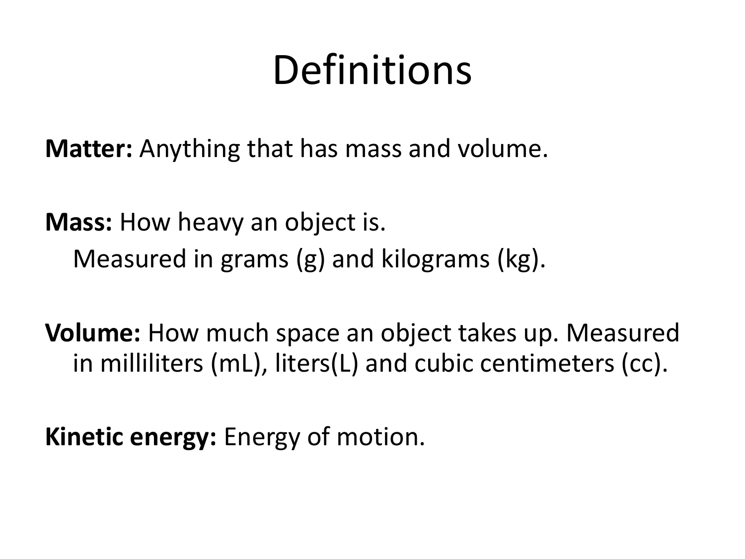# Definitions

**Matter:** Anything that has mass and volume.

**Mass:** How heavy an object is.
Measured in grams (g) and kilograms (kg).

**Volume:** How much space an object takes up. Measured in milliliters (mL), liters(L) and cubic centimeters (cc).

**Kinetic energy:** Energy of motion.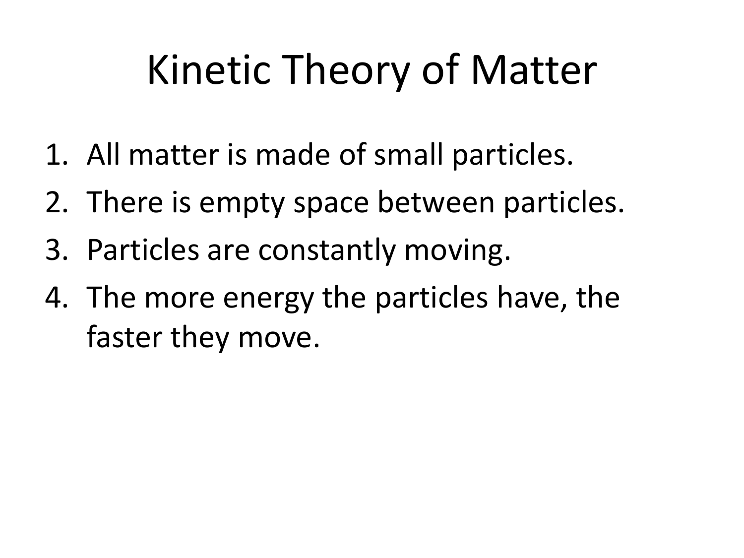# Kinetic Theory of Matter

1. All matter is made of small particles.
2. There is empty space between particles.
3. Particles are constantly moving.
4. The more energy the particles have, the faster they move.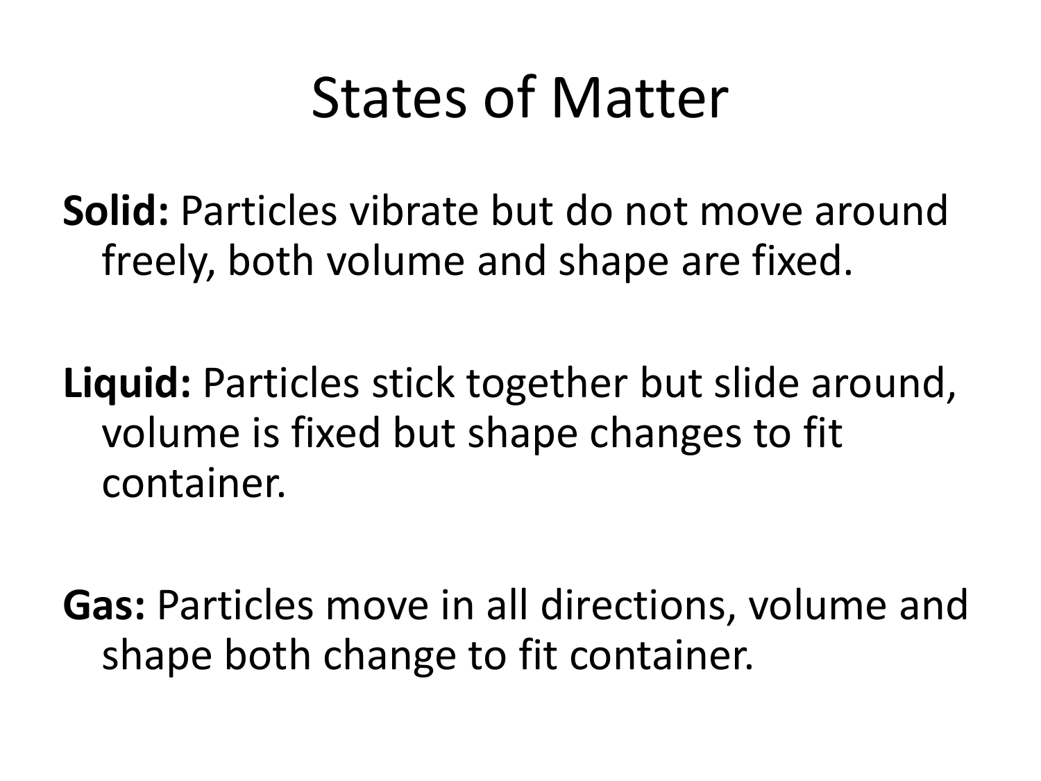# States of Matter

**Solid:** Particles vibrate but do not move around freely, both volume and shape are fixed.

**Liquid:** Particles stick together but slide around, volume is fixed but shape changes to fit container.

**Gas:** Particles move in all directions, volume and shape both change to fit container.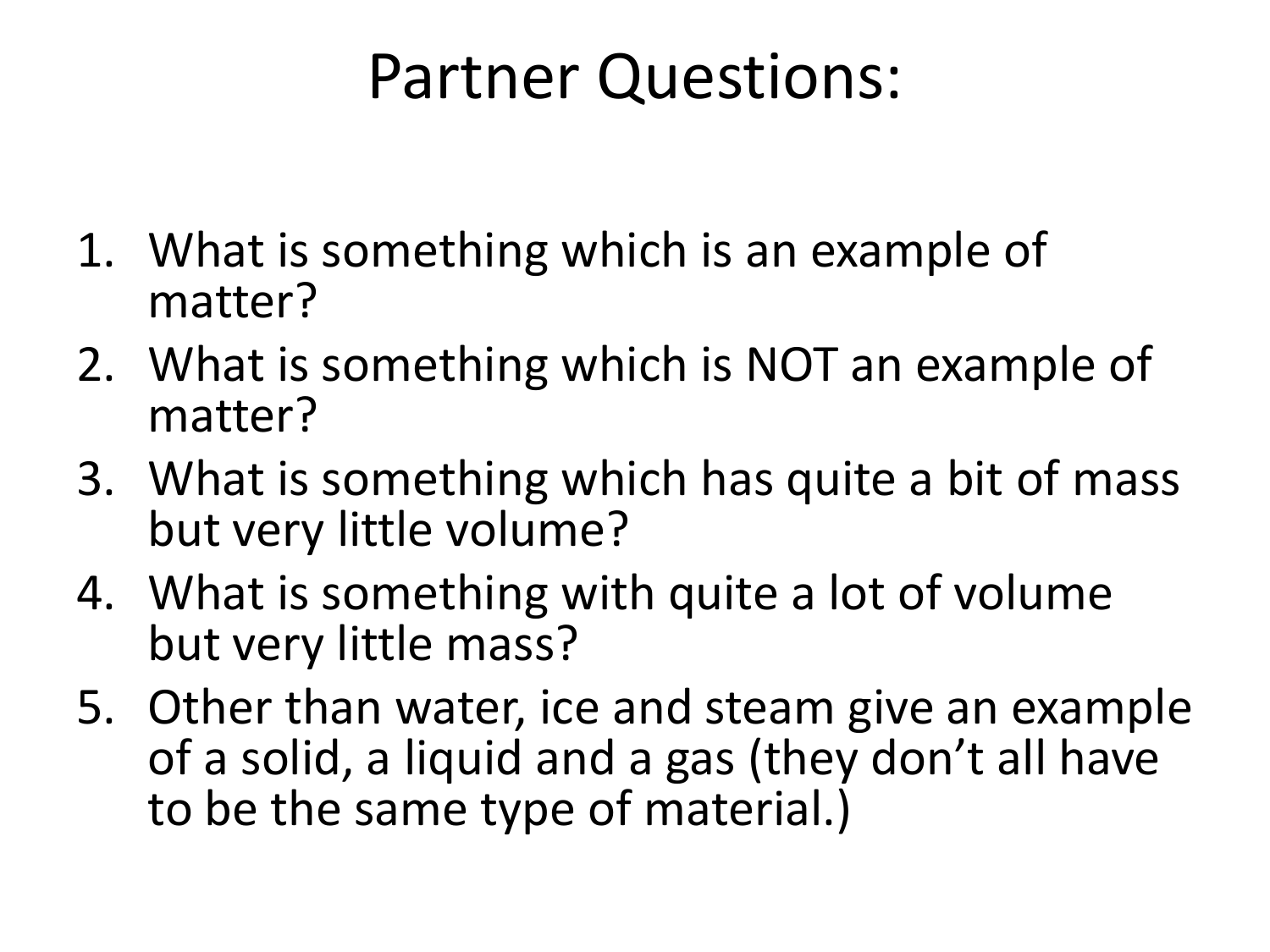# Partner Questions:

1. What is something which is an example of matter?
2. What is something which is NOT an example of matter?
3. What is something which has quite a bit of mass but very little volume?
4. What is something with quite a lot of volume but very little mass?
5. Other than water, ice and steam give an example of a solid, a liquid and a gas (they don't all have to be the same type of material.)